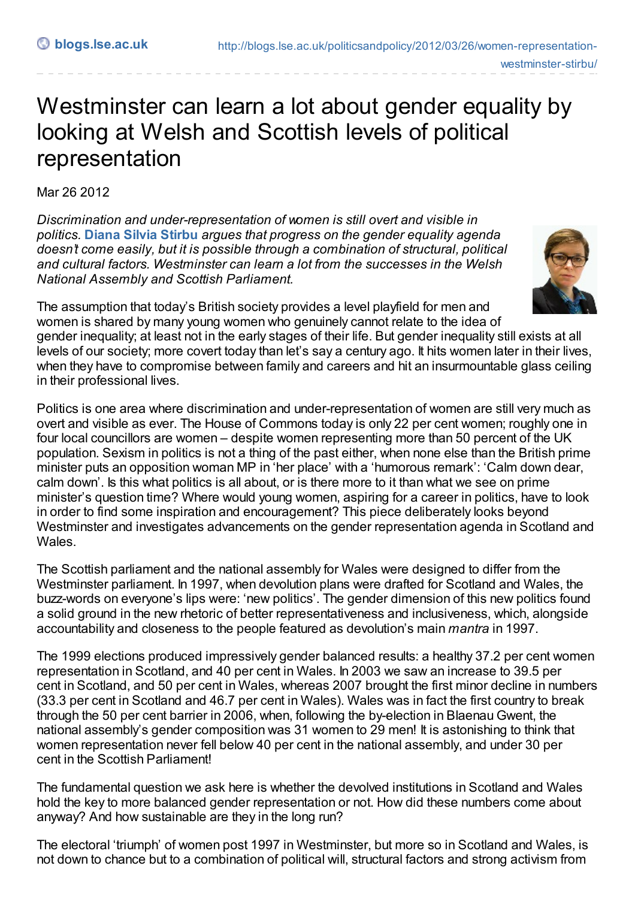# Westminster can learn a lot about gender equality by looking at Welsh and Scottish levels of political representation

Mar 26 2012

*Discrimination and under-representation of women is still overt and visible in politics.* **Diana Silvia Stirbu** *argues that progress on the gender equality agenda doesn't come easily, but it is possible through a combination of structural, political and cultural factors. Westminster can learn a lot from the successes in the Welsh National Assembly and Scottish Parliament.*

The assumption that today's British society provides a level playfield for men and women is shared by many young women who genuinely cannot relate to the idea of gender inequality; at least not in the early stages of their life. But gender inequality still exists at all levels of our society; more covert today than let's say a century ago. It hits women later in their lives, when they have to compromise between family and careers and hit an insurmountable glass ceiling in their professional lives.

Politics is one area where discrimination and under-representation of women are still very much as overt and visible as ever. The House of Commons today is only 22 per cent women; roughly one in four local councillors are women – despite women representing more than 50 percent of the UK population. Sexism in politics is not a thing of the past either, when none else than the British prime minister puts an opposition woman MP in 'her place' with a 'humorous remark': 'Calm down dear, calm down'. Is this what politics is all about, or is there more to it than what we see on prime minister's question time? Where would young women, aspiring for a career in politics, have to look in order to find some inspiration and encouragement? This piece deliberately looks beyond Westminster and investigates advancements on the gender representation agenda in Scotland and Wales.

The Scottish parliament and the national assembly for Wales were designed to differ from the Westminster parliament. In 1997, when devolution plans were drafted for Scotland and Wales, the buzz-words on everyone's lips were: 'new politics'. The gender dimension of this new politics found a solid ground in the new rhetoric of better representativeness and inclusiveness, which, alongside accountability and closeness to the people featured as devolution's main *mantra* in 1997.

The 1999 elections produced impressively gender balanced results: a healthy 37.2 per cent women representation in Scotland, and 40 per cent in Wales. In 2003 we saw an increase to 39.5 per cent in Scotland, and 50 per cent in Wales, whereas 2007 brought the first minor decline in numbers (33.3 per cent in Scotland and 46.7 per cent in Wales). Wales was in fact the first country to break through the 50 per cent barrier in 2006, when, following the by-election in Blaenau Gwent, the national assembly's gender composition was 31 women to 29 men! It is astonishing to think that women representation never fell below 40 per cent in the national assembly, and under 30 per cent in the Scottish Parliament!

The fundamental question we ask here is whether the devolved institutions in Scotland and Wales hold the key to more balanced gender representation or not. How did these numbers come about anyway? And how sustainable are they in the long run?

The electoral 'triumph' of women post 1997 in Westminster, but more so in Scotland and Wales, is not down to chance but to a combination of political will, structural factors and strong activism from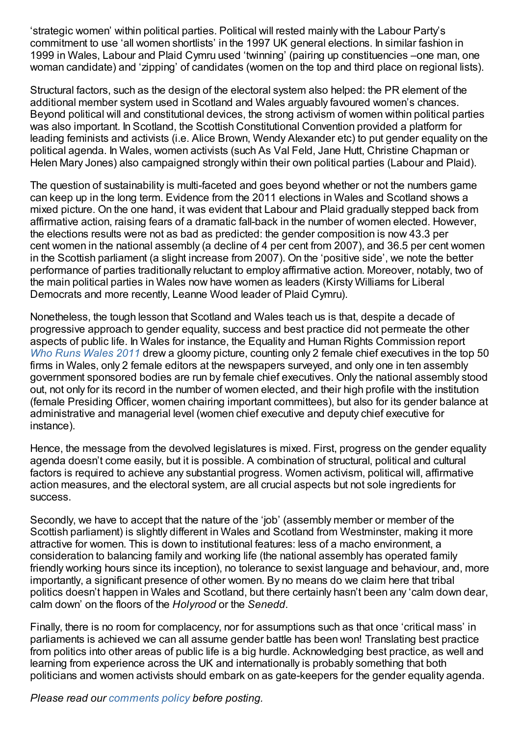'strategic women' within political parties. Political will rested mainly with the Labour Party's commitment to use 'all women shortlists' in the 1997 UK general elections. In similar fashion in 1999 in Wales, Labour and Plaid Cymru used 'twinning' (pairing up constituencies –one man, one woman candidate) and 'zipping' of candidates (women on the top and third place on regional lists).

Structural factors, such as the design of the electoral system also helped: the PR element of the additional member system used in Scotland and Wales arguably favoured women's chances. Beyond political will and constitutional devices, the strong activism of women within political parties was also important. In Scotland, the Scottish Constitutional Convention provided a platform for leading feminists and activists (i.e. Alice Brown, Wendy Alexander etc) to put gender equality on the political agenda. In Wales, women activists (such As Val Feld, Jane Hutt, Christine Chapman or Helen Mary Jones) also campaigned strongly within their own political parties (Labour and Plaid).

The question of sustainability is multi-faceted and goes beyond whether or not the numbers game can keep up in the long term. Evidence from the 2011 elections in Wales and Scotland shows a mixed picture. On the one hand, it was evident that Labour and Plaid gradually stepped back from affirmative action, raising fears of a dramatic fall-back in the number of women elected. However, the elections results were not as bad as predicted: the gender composition is now 43.3 per cent women in the national assembly (a decline of 4 per cent from 2007), and 36.5 per cent women in the Scottish parliament (a slight increase from 2007). On the 'positive side', we note the better performance of parties traditionally reluctant to employ affirmative action. Moreover, notably, two of the main political parties in Wales now have women as leaders (Kirsty Williams for Liberal Democrats and more recently, Leanne Wood leader of Plaid Cymru).

Nonetheless, the tough lesson that Scotland and Wales teach us is that, despite a decade of progressive approach to gender equality, success and best practice did not permeate the other aspects of public life. In Wales for instance, the Equality and Human Rights Commission report *Who Runs Wales 2011* drew a gloomy picture, counting only 2 female chief executives in the top 50 firms in Wales, only 2 female editors at the newspapers surveyed, and only one in ten assembly government sponsored bodies are run by female chief executives. Only the national assembly stood out, not only for its record in the number of women elected, and their high profile with the institution (female Presiding Officer, women chairing important committees), but also for its gender balance at administrative and managerial level (women chief executive and deputy chief executive for instance).

Hence, the message from the devolved legislatures is mixed. First, progress on the gender equality agenda doesn't come easily, but it is possible. A combination of structural, political and cultural factors is required to achieve any substantial progress. Women activism, political will, affirmative action measures, and the electoral system, are all crucial aspects but not sole ingredients for success.

Secondly, we have to accept that the nature of the 'job' (assembly member or member of the Scottish parliament) is slightly different in Wales and Scotland from Westminster, making it more attractive for women. This is down to institutional features: less of a macho environment, a consideration to balancing family and working life (the national assembly has operated family friendly working hours since its inception), no tolerance to sexist language and behaviour, and, more importantly, a significant presence of other women. By no means do we claim here that tribal politics doesn't happen in Wales and Scotland, but there certainly hasn't been any 'calm down dear, calm down' on the floors of the *Holyrood* or the *Senedd*.

Finally, there is no room for complacency, nor for assumptions such as that once 'critical mass' in parliaments is achieved we can all assume gender battle has been won! Translating best practice from politics into other areas of public life is a big hurdle. Acknowledging best practice, as well and learning from experience across the UK and internationally is probably something that both politicians and women activists should embark on as gate-keepers for the gender equality agenda.

*Please read our comments policy before posting.*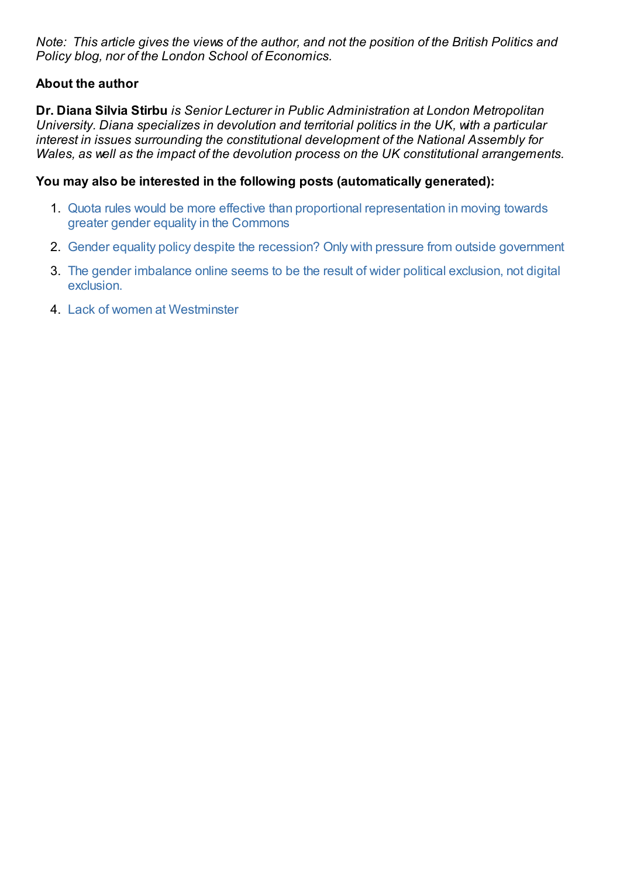*Note: This article gives the views of the author, and not the position of the British Politics and Policy blog, nor of the London School of Economics.*

**About the author**

**Dr. Diana Silvia Stirbu** *is Senior Lecturer in Public Administration at London Metropolitan University. Diana specializes in devolution and territorial politics in the UK, with a particular interest in issues surrounding the constitutional development of the National Assembly for Wales, as well as the impact of the devolution process on the UK constitutional arrangements.*

**You may also be interested in the following posts (automatically generated):**

1. Quota rules would be more effective than proportional representation in moving towards greater gender equality in the Commons
2. Gender equality policy despite the recession? Only with pressure from outside government
3. The gender imbalance online seems to be the result of wider political exclusion, not digital exclusion.
4. Lack of women at Westminster